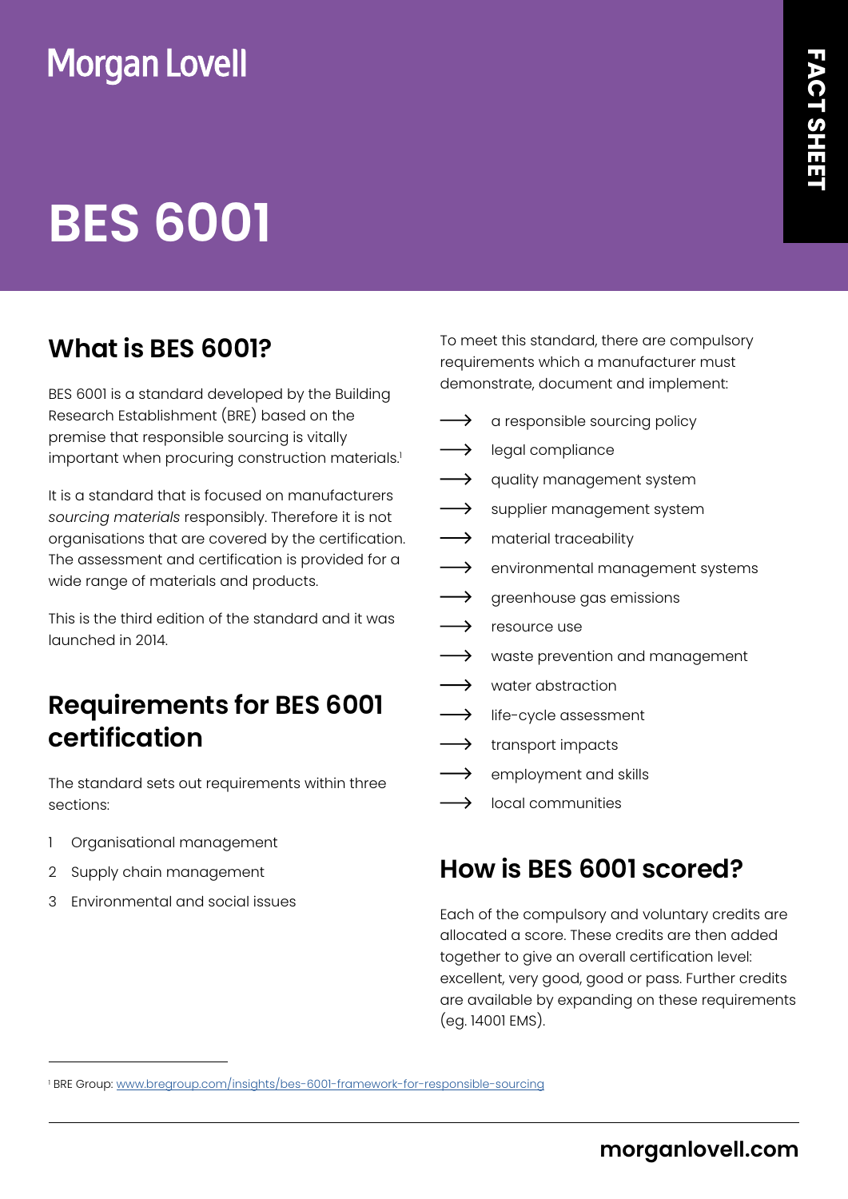Morgan Lovell

FACT SHEET

# BES 6001

## What is BES 6001?

BES 6001 is a standard developed by the Building Research Establishment (BRE) based on the premise that responsible sourcing is vitally important when procuring construction materials.[1]

It is a standard that is focused on manufacturers *sourcing materials* responsibly. Therefore it is not organisations that are covered by the certification. The assessment and certification is provided for a wide range of materials and products.

This is the third edition of the standard and it was launched in 2014.

## Requirements for BES 6001 certification

The standard sets out requirements within three sections:

1. Organisational management
2. Supply chain management
3. Environmental and social issues

To meet this standard, there are compulsory requirements which a manufacturer must demonstrate, document and implement:

- a responsible sourcing policy
- legal compliance
- quality management system
- supplier management system
- material traceability
- environmental management systems
- greenhouse gas emissions
- resource use
- waste prevention and management
- water abstraction
- life-cycle assessment
- transport impacts
- employment and skills
- local communities

## How is BES 6001 scored?

Each of the compulsory and voluntary credits are allocated a score. These credits are then added together to give an overall certification level: excellent, very good, good or pass. Further credits are available by expanding on these requirements (eg. 14001 EMS).

---

[1] BRE Group: www.bregroup.com/insights/bes-6001-framework-for-responsible-sourcing

morganlovell.com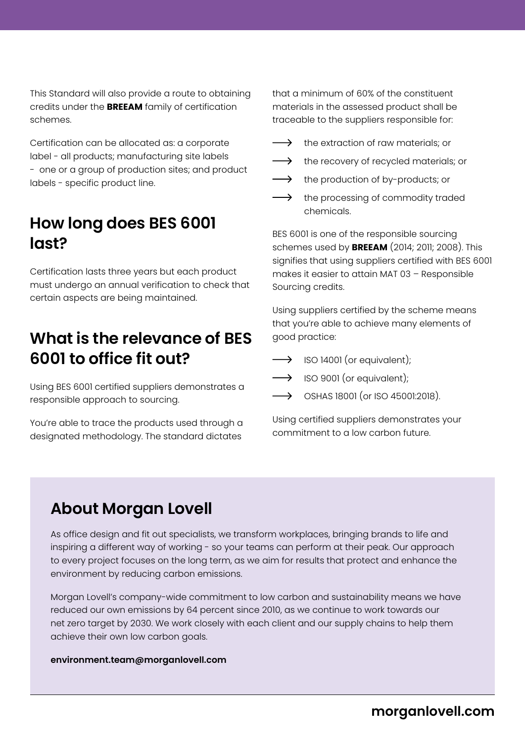This Standard will also provide a route to obtaining credits under the **BREEAM** family of certification schemes.

Certification can be allocated as: a corporate label - all products; manufacturing site labels - one or a group of production sites; and product labels - specific product line.

## How long does BES 6001 last?

Certification lasts three years but each product must undergo an annual verification to check that certain aspects are being maintained.

## What is the relevance of BES 6001 to office fit out?

Using BES 6001 certified suppliers demonstrates a responsible approach to sourcing.

You're able to trace the products used through a designated methodology. The standard dictates that a minimum of 60% of the constituent materials in the assessed product shall be traceable to the suppliers responsible for:

- the extraction of raw materials; or
- the recovery of recycled materials; or
- the production of by-products; or
- the processing of commodity traded chemicals.

BES 6001 is one of the responsible sourcing schemes used by **BREEAM** (2014; 2011; 2008). This signifies that using suppliers certified with BES 6001 makes it easier to attain MAT 03 – Responsible Sourcing credits.

Using suppliers certified by the scheme means that you're able to achieve many elements of good practice:

- ISO 14001 (or equivalent);
- ISO 9001 (or equivalent);
- OSHAS 18001 (or ISO 45001:2018).

Using certified suppliers demonstrates your commitment to a low carbon future.

## About Morgan Lovell

As office design and fit out specialists, we transform workplaces, bringing brands to life and inspiring a different way of working - so your teams can perform at their peak. Our approach to every project focuses on the long term, as we aim for results that protect and enhance the environment by reducing carbon emissions.

Morgan Lovell's company-wide commitment to low carbon and sustainability means we have reduced our own emissions by 64 percent since 2010, as we continue to work towards our net zero target by 2030. We work closely with each client and our supply chains to help them achieve their own low carbon goals.

**environment.team@morganlovell.com**

**morganlovell.com**